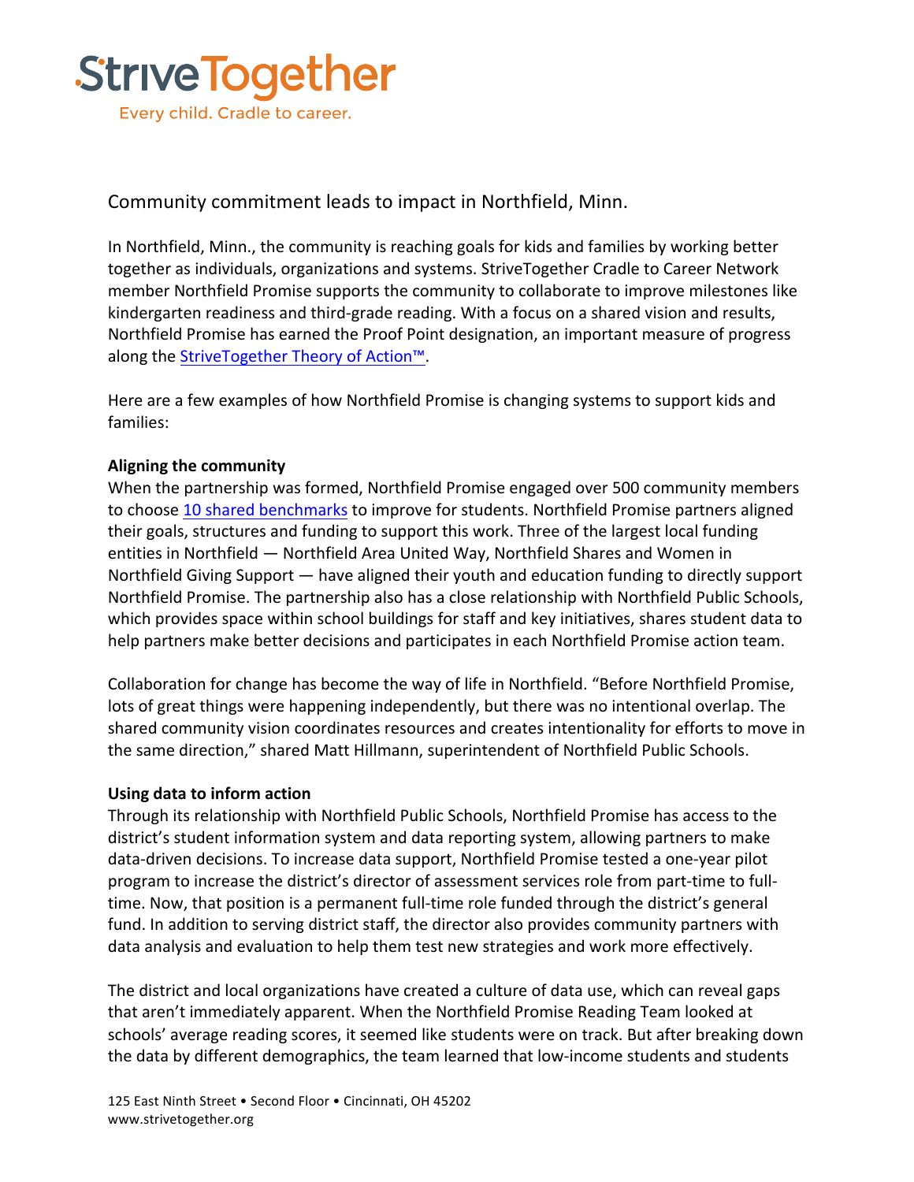StriveTogether

Every child. Cradle to career.

# Community commitment leads to impact in Northfield, Minn.

In Northfield, Minn., the community is reaching goals for kids and families by working better together as individuals, organizations and systems. StriveTogether Cradle to Career Network member Northfield Promise supports the community to collaborate to improve milestones like kindergarten readiness and third-grade reading. With a focus on a shared vision and results, Northfield Promise has earned the Proof Point designation, an important measure of progress along the [StriveTogether Theory of Action™](#).

Here are a few examples of how Northfield Promise is changing systems to support kids and families:

**Aligning the community**

When the partnership was formed, Northfield Promise engaged over 500 community members to choose [10 shared benchmarks](#) to improve for students. Northfield Promise partners aligned their goals, structures and funding to support this work. Three of the largest local funding entities in Northfield — Northfield Area United Way, Northfield Shares and Women in Northfield Giving Support — have aligned their youth and education funding to directly support Northfield Promise. The partnership also has a close relationship with Northfield Public Schools, which provides space within school buildings for staff and key initiatives, shares student data to help partners make better decisions and participates in each Northfield Promise action team.

Collaboration for change has become the way of life in Northfield. "Before Northfield Promise, lots of great things were happening independently, but there was no intentional overlap. The shared community vision coordinates resources and creates intentionality for efforts to move in the same direction," shared Matt Hillmann, superintendent of Northfield Public Schools.

**Using data to inform action**

Through its relationship with Northfield Public Schools, Northfield Promise has access to the district's student information system and data reporting system, allowing partners to make data-driven decisions. To increase data support, Northfield Promise tested a one-year pilot program to increase the district's director of assessment services role from part-time to full-time. Now, that position is a permanent full-time role funded through the district's general fund. In addition to serving district staff, the director also provides community partners with data analysis and evaluation to help them test new strategies and work more effectively.

The district and local organizations have created a culture of data use, which can reveal gaps that aren't immediately apparent. When the Northfield Promise Reading Team looked at schools' average reading scores, it seemed like students were on track. But after breaking down the data by different demographics, the team learned that low-income students and students

125 East Ninth Street • Second Floor • Cincinnati, OH 45202
www.strivetogether.org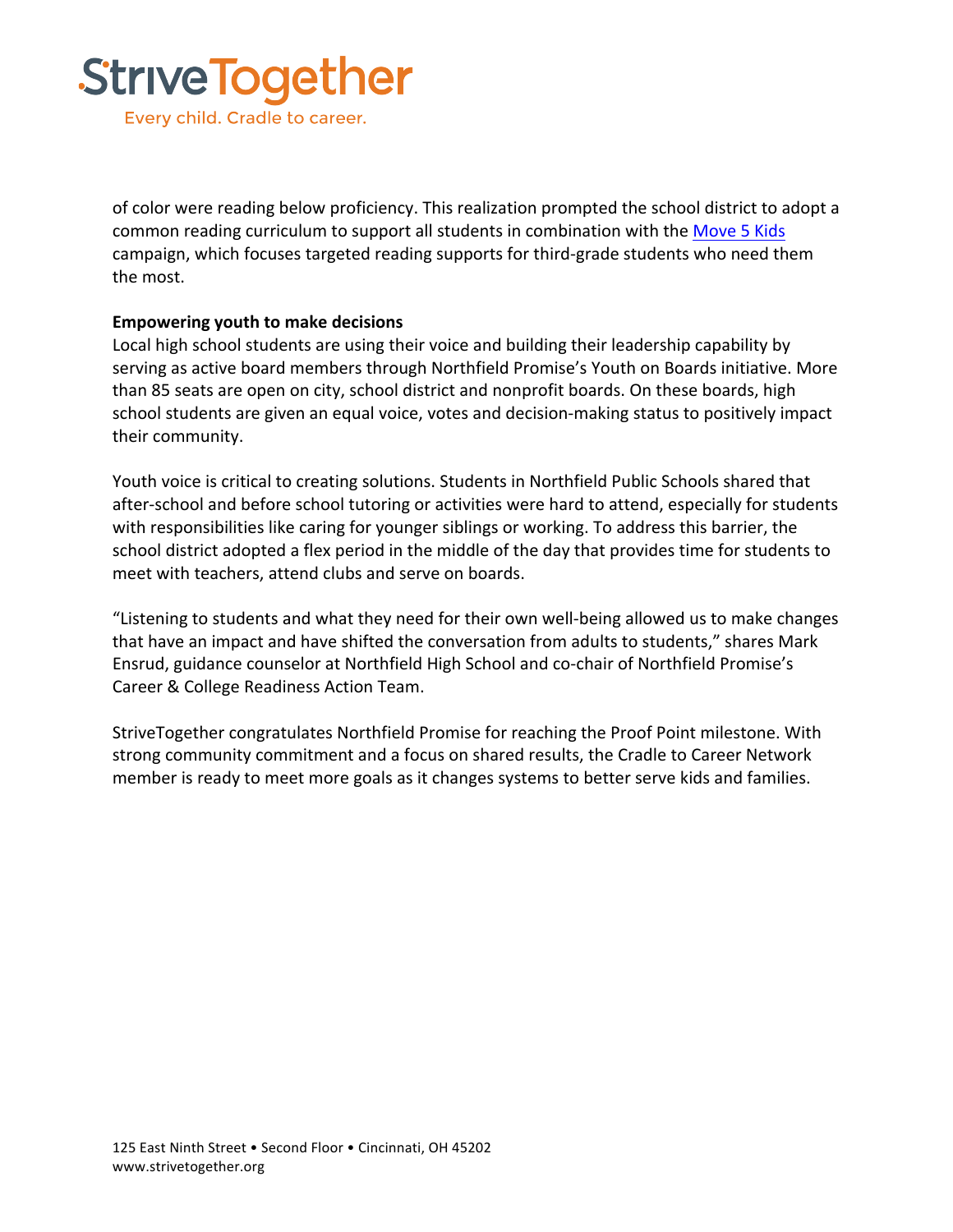of color were reading below proficiency. This realization prompted the school district to adopt a common reading curriculum to support all students in combination with the [Move 5 Kids] campaign, which focuses targeted reading supports for third-grade students who need them the most.

**Empowering youth to make decisions**

Local high school students are using their voice and building their leadership capability by serving as active board members through Northfield Promise's Youth on Boards initiative. More than 85 seats are open on city, school district and nonprofit boards. On these boards, high school students are given an equal voice, votes and decision-making status to positively impact their community.

Youth voice is critical to creating solutions. Students in Northfield Public Schools shared that after-school and before school tutoring or activities were hard to attend, especially for students with responsibilities like caring for younger siblings or working. To address this barrier, the school district adopted a flex period in the middle of the day that provides time for students to meet with teachers, attend clubs and serve on boards.

"Listening to students and what they need for their own well-being allowed us to make changes that have an impact and have shifted the conversation from adults to students," shares Mark Ensrud, guidance counselor at Northfield High School and co-chair of Northfield Promise's Career & College Readiness Action Team.

StriveTogether congratulates Northfield Promise for reaching the Proof Point milestone. With strong community commitment and a focus on shared results, the Cradle to Career Network member is ready to meet more goals as it changes systems to better serve kids and families.